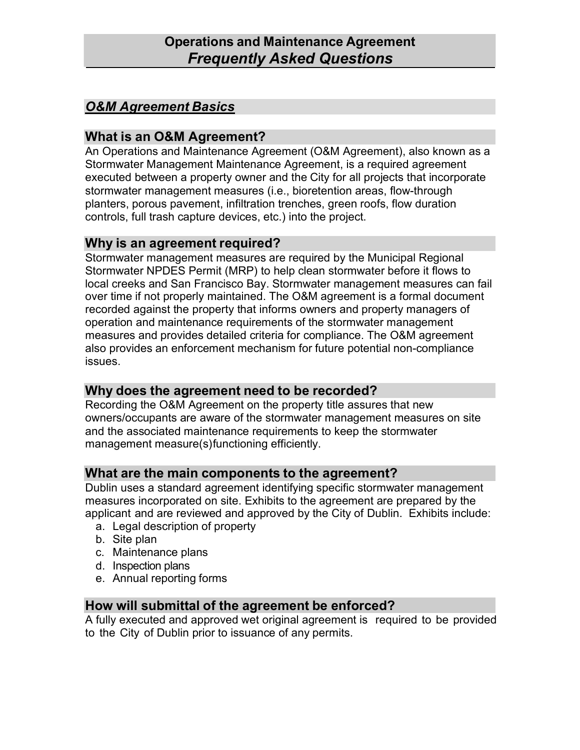# Operations and Maintenance Agreement
# *Frequently Asked Questions*

## ***O&M Agreement Basics***

### What is an O&M Agreement?

An Operations and Maintenance Agreement (O&M Agreement), also known as a Stormwater Management Maintenance Agreement, is a required agreement executed between a property owner and the City for all projects that incorporate stormwater management measures (i.e., bioretention areas, flow-through planters, porous pavement, infiltration trenches, green roofs, flow duration controls, full trash capture devices, etc.) into the project.

### Why is an agreement required?

Stormwater management measures are required by the Municipal Regional Stormwater NPDES Permit (MRP) to help clean stormwater before it flows to local creeks and San Francisco Bay. Stormwater management measures can fail over time if not properly maintained. The O&M agreement is a formal document recorded against the property that informs owners and property managers of operation and maintenance requirements of the stormwater management measures and provides detailed criteria for compliance. The O&M agreement also provides an enforcement mechanism for future potential non-compliance issues.

### Why does the agreement need to be recorded?

Recording the O&M Agreement on the property title assures that new owners/occupants are aware of the stormwater management measures on site and the associated maintenance requirements to keep the stormwater management measure(s)functioning efficiently.

### What are the main components to the agreement?

Dublin uses a standard agreement identifying specific stormwater management measures incorporated on site. Exhibits to the agreement are prepared by the applicant and are reviewed and approved by the City of Dublin. Exhibits include:

a. Legal description of property
b. Site plan
c. Maintenance plans
d. Inspection plans
e. Annual reporting forms

### How will submittal of the agreement be enforced?

A fully executed and approved wet original agreement is required to be provided to the City of Dublin prior to issuance of any permits.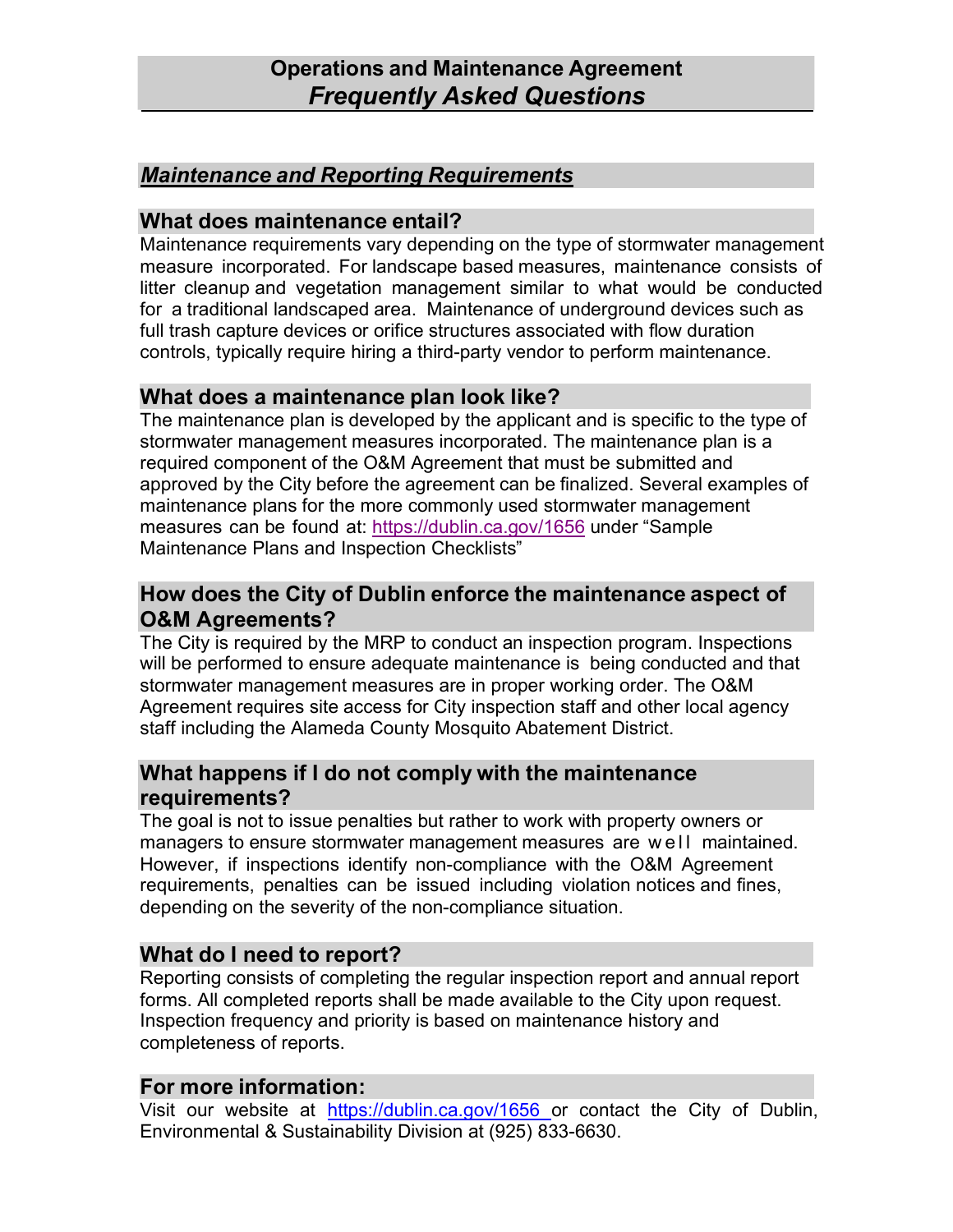# Operations and Maintenance Agreement
## *Frequently Asked Questions*

### ***Maintenance and Reporting Requirements***

### What does maintenance entail?

Maintenance requirements vary depending on the type of stormwater management measure incorporated. For landscape based measures, maintenance consists of litter cleanup and vegetation management similar to what would be conducted for a traditional landscaped area. Maintenance of underground devices such as full trash capture devices or orifice structures associated with flow duration controls, typically require hiring a third-party vendor to perform maintenance.

### What does a maintenance plan look like?

The maintenance plan is developed by the applicant and is specific to the type of stormwater management measures incorporated. The maintenance plan is a required component of the O&M Agreement that must be submitted and approved by the City before the agreement can be finalized. Several examples of maintenance plans for the more commonly used stormwater management measures can be found at: https://dublin.ca.gov/1656 under "Sample Maintenance Plans and Inspection Checklists"

### How does the City of Dublin enforce the maintenance aspect of O&M Agreements?

The City is required by the MRP to conduct an inspection program. Inspections will be performed to ensure adequate maintenance is being conducted and that stormwater management measures are in proper working order. The O&M Agreement requires site access for City inspection staff and other local agency staff including the Alameda County Mosquito Abatement District.

### What happens if I do not comply with the maintenance requirements?

The goal is not to issue penalties but rather to work with property owners or managers to ensure stormwater management measures are well maintained. However, if inspections identify non-compliance with the O&M Agreement requirements, penalties can be issued including violation notices and fines, depending on the severity of the non-compliance situation.

### What do I need to report?

Reporting consists of completing the regular inspection report and annual report forms. All completed reports shall be made available to the City upon request. Inspection frequency and priority is based on maintenance history and completeness of reports.

### For more information:

Visit our website at https://dublin.ca.gov/1656 or contact the City of Dublin, Environmental & Sustainability Division at (925) 833-6630.